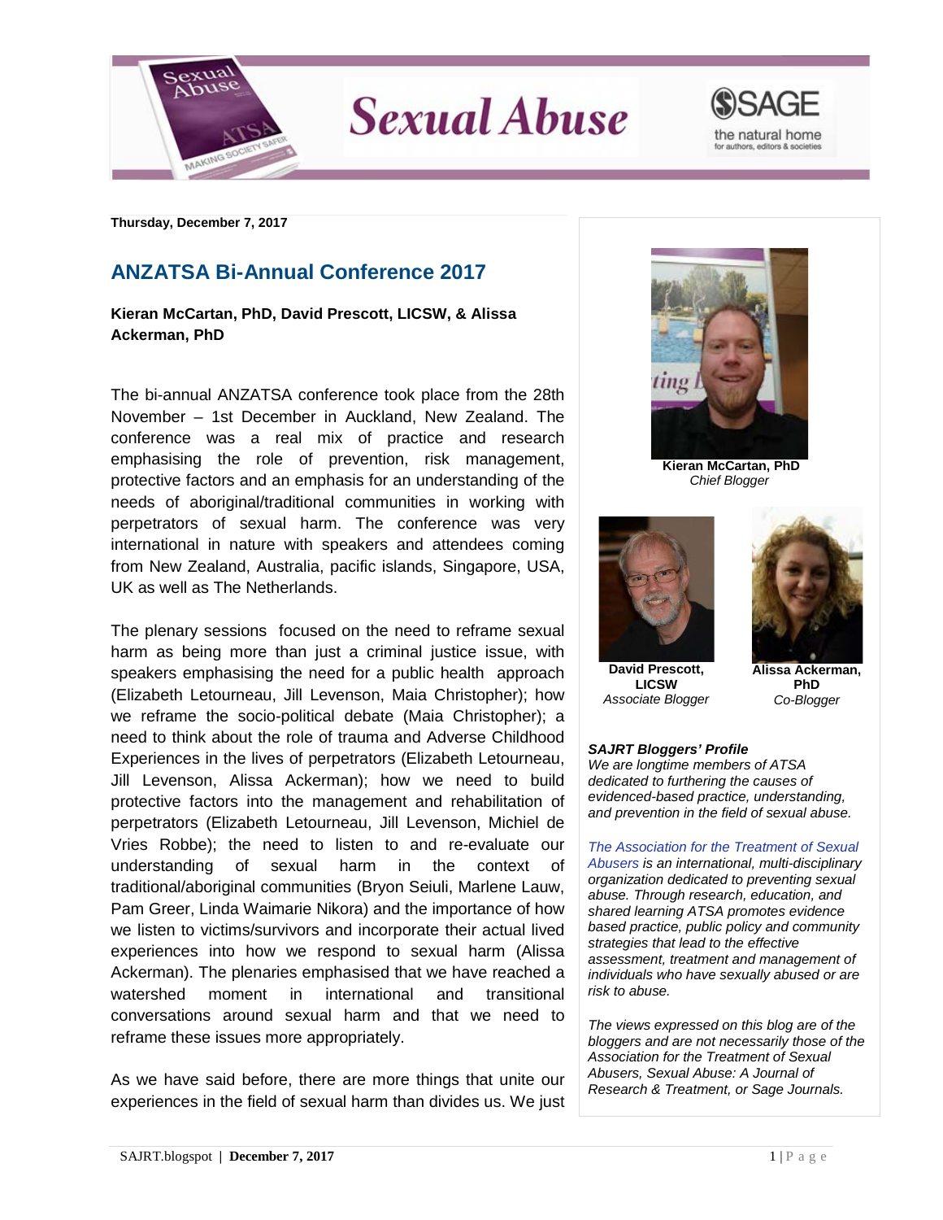Thursday, December 7, 2017

## ANZATSA Bi-Annual Conference 2017

**Kieran McCartan, PhD, David Prescott, LICSW, & Alissa Ackerman, PhD**

The bi-annual ANZATSA conference took place from the 28th November – 1st December in Auckland, New Zealand. The conference was a real mix of practice and research emphasising the role of prevention, risk management, protective factors and an emphasis for an understanding of the needs of aboriginal/traditional communities in working with perpetrators of sexual harm. The conference was very international in nature with speakers and attendees coming from New Zealand, Australia, pacific islands, Singapore, USA, UK as well as The Netherlands.

The plenary sessions focused on the need to reframe sexual harm as being more than just a criminal justice issue, with speakers emphasising the need for a public health approach (Elizabeth Letourneau, Jill Levenson, Maia Christopher); how we reframe the socio-political debate (Maia Christopher); a need to think about the role of trauma and Adverse Childhood Experiences in the lives of perpetrators (Elizabeth Letourneau, Jill Levenson, Alissa Ackerman); how we need to build protective factors into the management and rehabilitation of perpetrators (Elizabeth Letourneau, Jill Levenson, Michiel de Vries Robbe); the need to listen to and re-evaluate our understanding of sexual harm in the context of traditional/aboriginal communities (Bryon Seiuli, Marlene Lauw, Pam Greer, Linda Waimarie Nikora) and the importance of how we listen to victims/survivors and incorporate their actual lived experiences into how we respond to sexual harm (Alissa Ackerman). The plenaries emphasised that we have reached a watershed moment in international and transitional conversations around sexual harm and that we need to reframe these issues more appropriately.

As we have said before, there are more things that unite our experiences in the field of sexual harm than divides us. We just

**Kieran McCartan, PhD**
*Chief Blogger*

**David Prescott, LICSW**
*Associate Blogger*

**Alissa Ackerman, PhD**
*Co-Blogger*

***SAJRT Bloggers' Profile***
*We are longtime members of ATSA dedicated to furthering the causes of evidenced-based practice, understanding, and prevention in the field of sexual abuse.*

*The Association for the Treatment of Sexual Abusers is an international, multi-disciplinary organization dedicated to preventing sexual abuse. Through research, education, and shared learning ATSA promotes evidence based practice, public policy and community strategies that lead to the effective assessment, treatment and management of individuals who have sexually abused or are risk to abuse.*

*The views expressed on this blog are of the bloggers and are not necessarily those of the Association for the Treatment of Sexual Abusers, Sexual Abuse: A Journal of Research & Treatment, or Sage Journals.*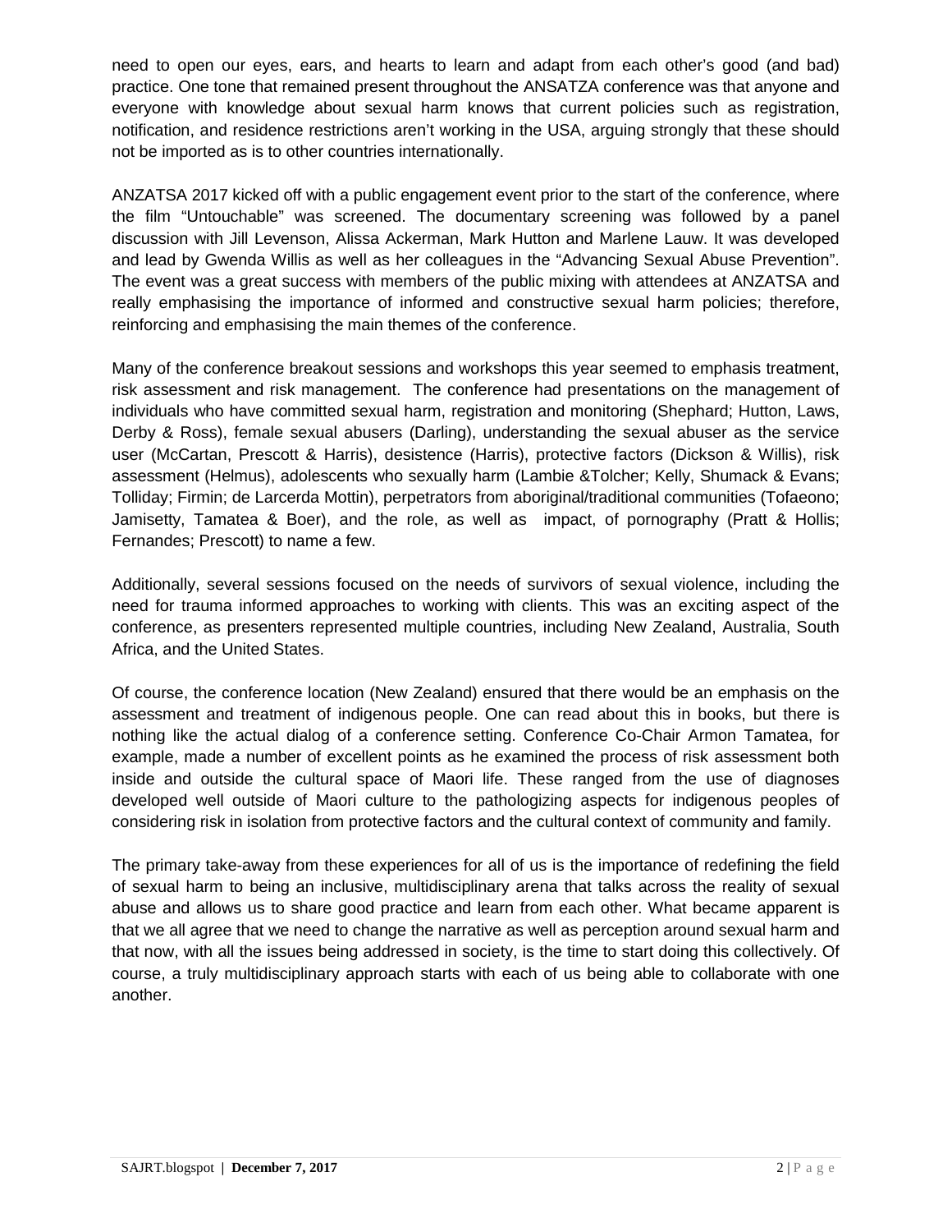need to open our eyes, ears, and hearts to learn and adapt from each other's good (and bad) practice. One tone that remained present throughout the ANSATZA conference was that anyone and everyone with knowledge about sexual harm knows that current policies such as registration, notification, and residence restrictions aren't working in the USA, arguing strongly that these should not be imported as is to other countries internationally.

ANZATSA 2017 kicked off with a public engagement event prior to the start of the conference, where the film "Untouchable" was screened. The documentary screening was followed by a panel discussion with Jill Levenson, Alissa Ackerman, Mark Hutton and Marlene Lauw. It was developed and lead by Gwenda Willis as well as her colleagues in the "Advancing Sexual Abuse Prevention". The event was a great success with members of the public mixing with attendees at ANZATSA and really emphasising the importance of informed and constructive sexual harm policies; therefore, reinforcing and emphasising the main themes of the conference.

Many of the conference breakout sessions and workshops this year seemed to emphasis treatment, risk assessment and risk management. The conference had presentations on the management of individuals who have committed sexual harm, registration and monitoring (Shephard; Hutton, Laws, Derby & Ross), female sexual abusers (Darling), understanding the sexual abuser as the service user (McCartan, Prescott & Harris), desistence (Harris), protective factors (Dickson & Willis), risk assessment (Helmus), adolescents who sexually harm (Lambie &Tolcher; Kelly, Shumack & Evans; Tolliday; Firmin; de Larcerda Mottin), perpetrators from aboriginal/traditional communities (Tofaeono; Jamisetty, Tamatea & Boer), and the role, as well as impact, of pornography (Pratt & Hollis; Fernandes; Prescott) to name a few.

Additionally, several sessions focused on the needs of survivors of sexual violence, including the need for trauma informed approaches to working with clients. This was an exciting aspect of the conference, as presenters represented multiple countries, including New Zealand, Australia, South Africa, and the United States.

Of course, the conference location (New Zealand) ensured that there would be an emphasis on the assessment and treatment of indigenous people. One can read about this in books, but there is nothing like the actual dialog of a conference setting. Conference Co-Chair Armon Tamatea, for example, made a number of excellent points as he examined the process of risk assessment both inside and outside the cultural space of Maori life. These ranged from the use of diagnoses developed well outside of Maori culture to the pathologizing aspects for indigenous peoples of considering risk in isolation from protective factors and the cultural context of community and family.

The primary take-away from these experiences for all of us is the importance of redefining the field of sexual harm to being an inclusive, multidisciplinary arena that talks across the reality of sexual abuse and allows us to share good practice and learn from each other. What became apparent is that we all agree that we need to change the narrative as well as perception around sexual harm and that now, with all the issues being addressed in society, is the time to start doing this collectively. Of course, a truly multidisciplinary approach starts with each of us being able to collaborate with one another.